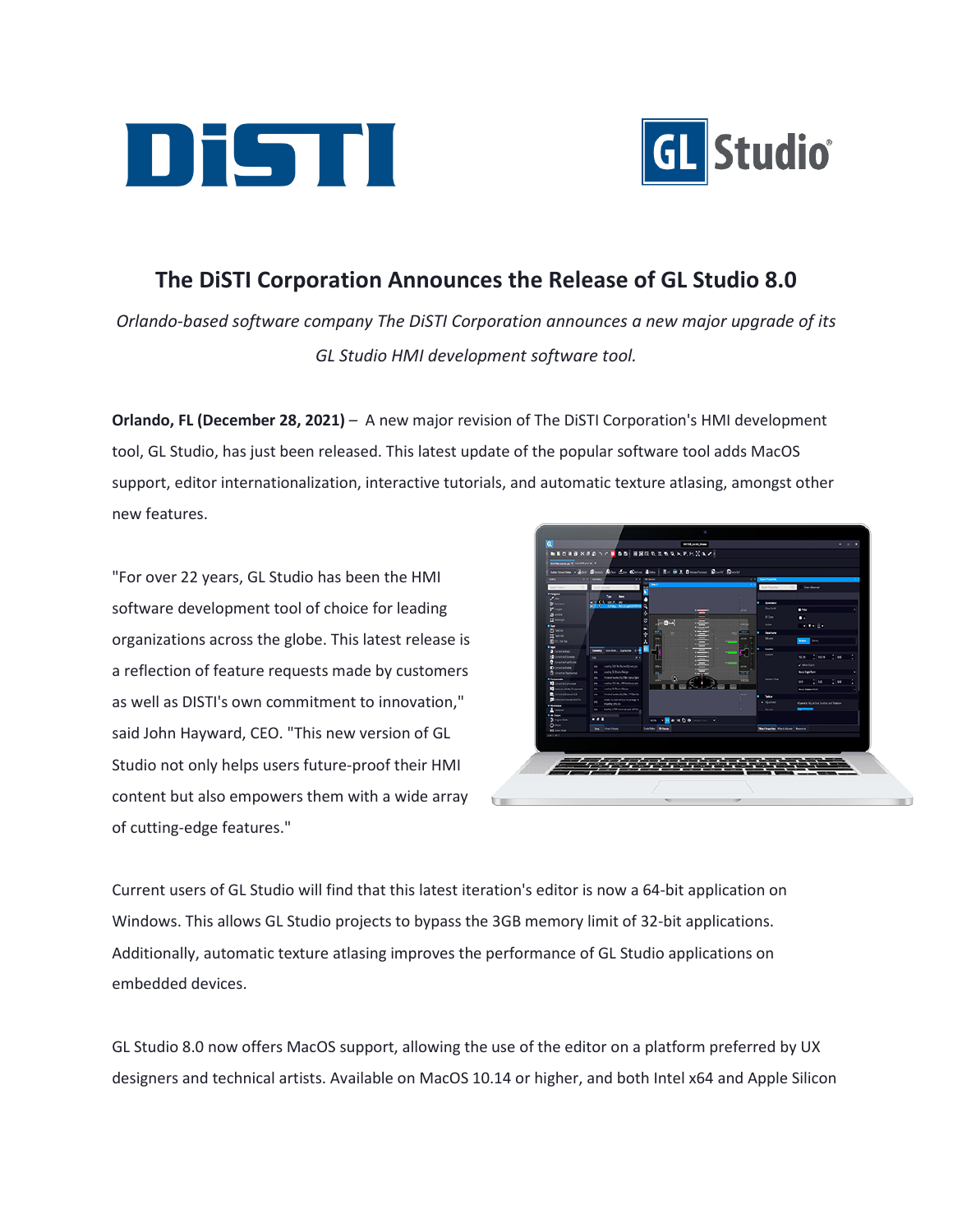# The DiSTI Corporation Announces the Release of GL Studio 8.0

*Orlando-based software company The DiSTI Corporation announces a new major upgrade of its GL Studio HMI development software tool.*

**Orlando, FL (December 28, 2021)** – A new major revision of The DiSTI Corporation's HMI development tool, GL Studio, has just been released. This latest update of the popular software tool adds MacOS support, editor internationalization, interactive tutorials, and automatic texture atlasing, amongst other new features.

"For over 22 years, GL Studio has been the HMI software development tool of choice for leading organizations across the globe. This latest release is a reflection of feature requests made by customers as well as DISTI's own commitment to innovation," said John Hayward, CEO. "This new version of GL Studio not only helps users future-proof their HMI content but also empowers them with a wide array of cutting-edge features."

Current users of GL Studio will find that this latest iteration's editor is now a 64-bit application on Windows. This allows GL Studio projects to bypass the 3GB memory limit of 32-bit applications. Additionally, automatic texture atlasing improves the performance of GL Studio applications on embedded devices.

GL Studio 8.0 now offers MacOS support, allowing the use of the editor on a platform preferred by UX designers and technical artists. Available on MacOS 10.14 or higher, and both Intel x64 and Apple Silicon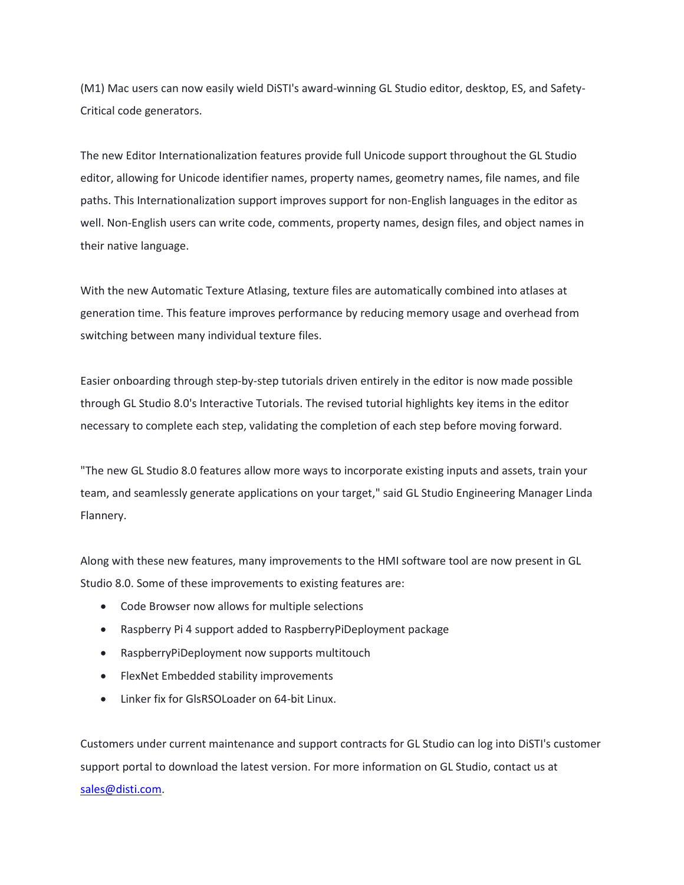(M1) Mac users can now easily wield DiSTI's award-winning GL Studio editor, desktop, ES, and Safety-Critical code generators.

The new Editor Internationalization features provide full Unicode support throughout the GL Studio editor, allowing for Unicode identifier names, property names, geometry names, file names, and file paths. This Internationalization support improves support for non-English languages in the editor as well. Non-English users can write code, comments, property names, design files, and object names in their native language.

With the new Automatic Texture Atlasing, texture files are automatically combined into atlases at generation time. This feature improves performance by reducing memory usage and overhead from switching between many individual texture files.

Easier onboarding through step-by-step tutorials driven entirely in the editor is now made possible through GL Studio 8.0's Interactive Tutorials. The revised tutorial highlights key items in the editor necessary to complete each step, validating the completion of each step before moving forward.

"The new GL Studio 8.0 features allow more ways to incorporate existing inputs and assets, train your team, and seamlessly generate applications on your target," said GL Studio Engineering Manager Linda Flannery.

Along with these new features, many improvements to the HMI software tool are now present in GL Studio 8.0. Some of these improvements to existing features are:

- Code Browser now allows for multiple selections
- Raspberry Pi 4 support added to RaspberryPiDeployment package
- RaspberryPiDeployment now supports multitouch
- FlexNet Embedded stability improvements
- Linker fix for GlsRSOLoader on 64-bit Linux.

Customers under current maintenance and support contracts for GL Studio can log into DiSTI's customer support portal to download the latest version. For more information on GL Studio, contact us at sales@disti.com.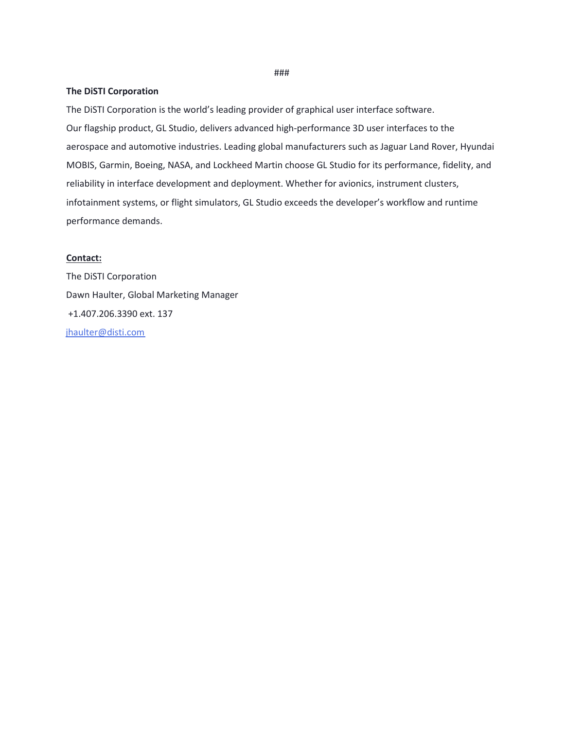###

**The DiSTI Corporation**

The DiSTI Corporation is the world's leading provider of graphical user interface software. Our flagship product, GL Studio, delivers advanced high-performance 3D user interfaces to the aerospace and automotive industries. Leading global manufacturers such as Jaguar Land Rover, Hyundai MOBIS, Garmin, Boeing, NASA, and Lockheed Martin choose GL Studio for its performance, fidelity, and reliability in interface development and deployment. Whether for avionics, instrument clusters, infotainment systems, or flight simulators, GL Studio exceeds the developer's workflow and runtime performance demands.

**Contact:**

The DiSTI Corporation
Dawn Haulter, Global Marketing Manager
+1.407.206.3390 ext. 137
jhaulter@disti.com